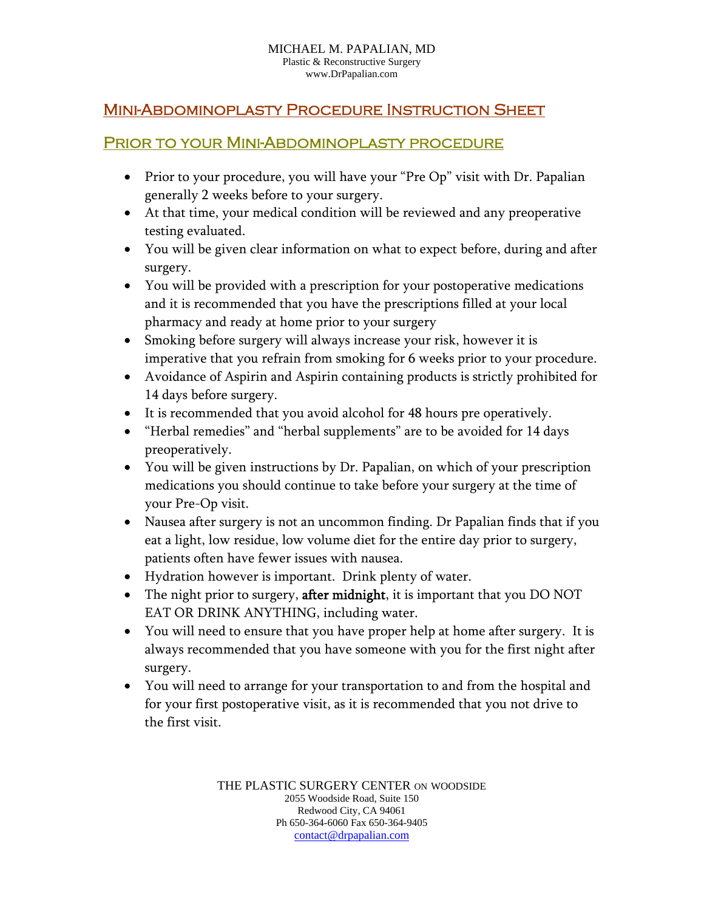MICHAEL M. PAPALIAN, MD
Plastic & Reconstructive Surgery
www.DrPapalian.com

# Mini-Abdominoplasty Procedure Instruction Sheet

## Prior to your Mini-Abdominoplasty procedure

- Prior to your procedure, you will have your "Pre Op" visit with Dr. Papalian generally 2 weeks before to your surgery.
- At that time, your medical condition will be reviewed and any preoperative testing evaluated.
- You will be given clear information on what to expect before, during and after surgery.
- You will be provided with a prescription for your postoperative medications and it is recommended that you have the prescriptions filled at your local pharmacy and ready at home prior to your surgery
- Smoking before surgery will always increase your risk, however it is imperative that you refrain from smoking for 6 weeks prior to your procedure.
- Avoidance of Aspirin and Aspirin containing products is strictly prohibited for 14 days before surgery.
- It is recommended that you avoid alcohol for 48 hours pre operatively.
- "Herbal remedies" and "herbal supplements" are to be avoided for 14 days preoperatively.
- You will be given instructions by Dr. Papalian, on which of your prescription medications you should continue to take before your surgery at the time of your Pre-Op visit.
- Nausea after surgery is not an uncommon finding. Dr Papalian finds that if you eat a light, low residue, low volume diet for the entire day prior to surgery, patients often have fewer issues with nausea.
- Hydration however is important. Drink plenty of water.
- The night prior to surgery, **after midnight**, it is important that you DO NOT EAT OR DRINK ANYTHING, including water.
- You will need to ensure that you have proper help at home after surgery. It is always recommended that you have someone with you for the first night after surgery.
- You will need to arrange for your transportation to and from the hospital and for your first postoperative visit, as it is recommended that you not drive to the first visit.

THE PLASTIC SURGERY CENTER ON WOODSIDE
2055 Woodside Road, Suite 150
Redwood City, CA 94061
Ph 650-364-6060 Fax 650-364-9405
contact@drpapalian.com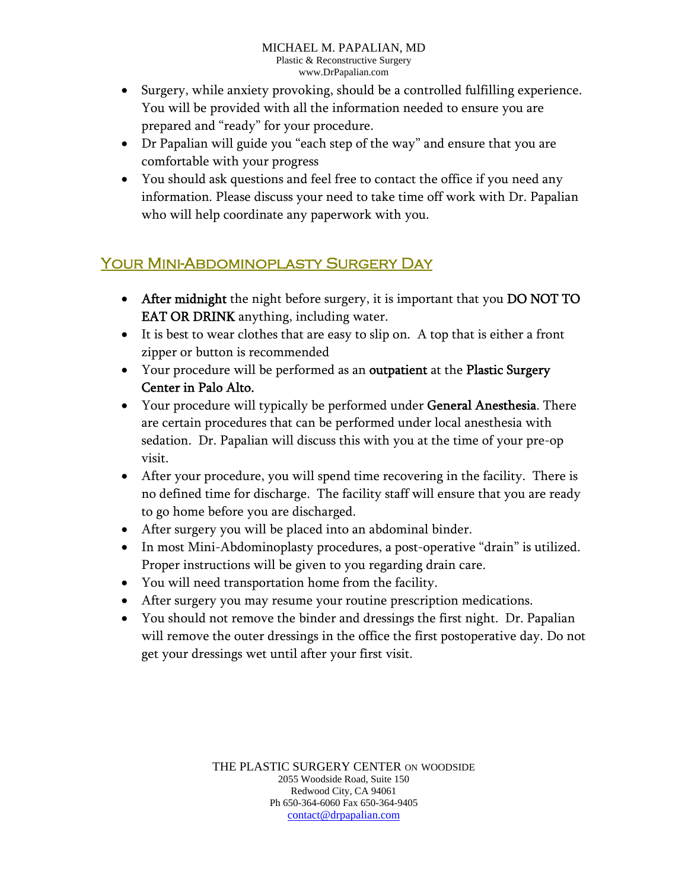- Surgery, while anxiety provoking, should be a controlled fulfilling experience. You will be provided with all the information needed to ensure you are prepared and "ready" for your procedure.
- Dr Papalian will guide you "each step of the way" and ensure that you are comfortable with your progress
- You should ask questions and feel free to contact the office if you need any information. Please discuss your need to take time off work with Dr. Papalian who will help coordinate any paperwork with you.

## Your Mini-Abdominoplasty Surgery Day

- **After midnight** the night before surgery, it is important that you **DO NOT TO EAT OR DRINK** anything, including water.
- It is best to wear clothes that are easy to slip on. A top that is either a front zipper or button is recommended
- Your procedure will be performed as an **outpatient** at the **Plastic Surgery Center in Palo Alto.**
- Your procedure will typically be performed under **General Anesthesia**. There are certain procedures that can be performed under local anesthesia with sedation. Dr. Papalian will discuss this with you at the time of your pre-op visit.
- After your procedure, you will spend time recovering in the facility. There is no defined time for discharge. The facility staff will ensure that you are ready to go home before you are discharged.
- After surgery you will be placed into an abdominal binder.
- In most Mini-Abdominoplasty procedures, a post-operative "drain" is utilized. Proper instructions will be given to you regarding drain care.
- You will need transportation home from the facility.
- After surgery you may resume your routine prescription medications.
- You should not remove the binder and dressings the first night. Dr. Papalian will remove the outer dressings in the office the first postoperative day. Do not get your dressings wet until after your first visit.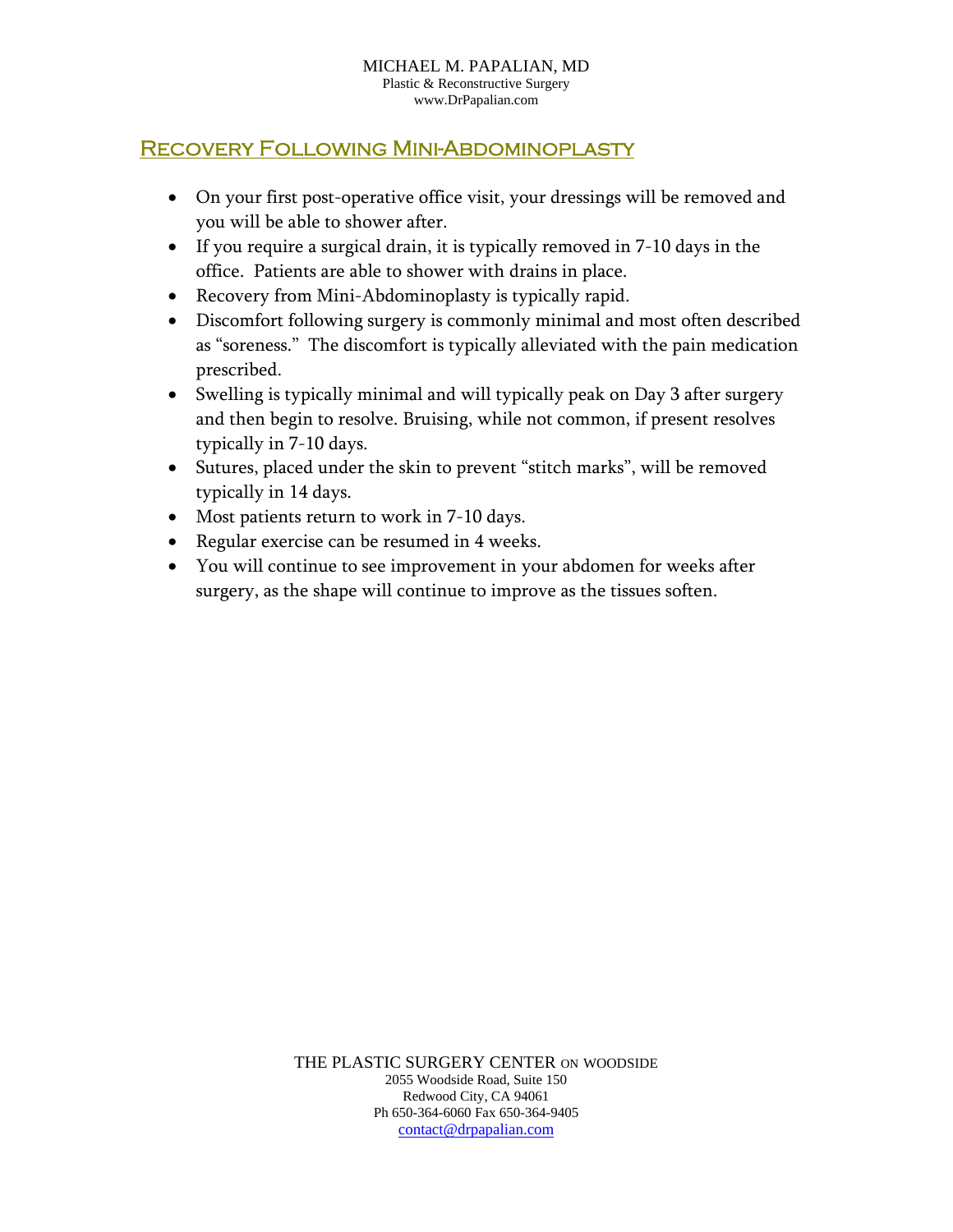MICHAEL M. PAPALIAN, MD
Plastic & Reconstructive Surgery
www.DrPapalian.com

## Recovery Following Mini-Abdominoplasty

- On your first post-operative office visit, your dressings will be removed and you will be able to shower after.
- If you require a surgical drain, it is typically removed in 7-10 days in the office. Patients are able to shower with drains in place.
- Recovery from Mini-Abdominoplasty is typically rapid.
- Discomfort following surgery is commonly minimal and most often described as "soreness." The discomfort is typically alleviated with the pain medication prescribed.
- Swelling is typically minimal and will typically peak on Day 3 after surgery and then begin to resolve. Bruising, while not common, if present resolves typically in 7-10 days.
- Sutures, placed under the skin to prevent "stitch marks", will be removed typically in 14 days.
- Most patients return to work in 7-10 days.
- Regular exercise can be resumed in 4 weeks.
- You will continue to see improvement in your abdomen for weeks after surgery, as the shape will continue to improve as the tissues soften.

THE PLASTIC SURGERY CENTER ON WOODSIDE
2055 Woodside Road, Suite 150
Redwood City, CA 94061
Ph 650-364-6060 Fax 650-364-9405
contact@drpapalian.com